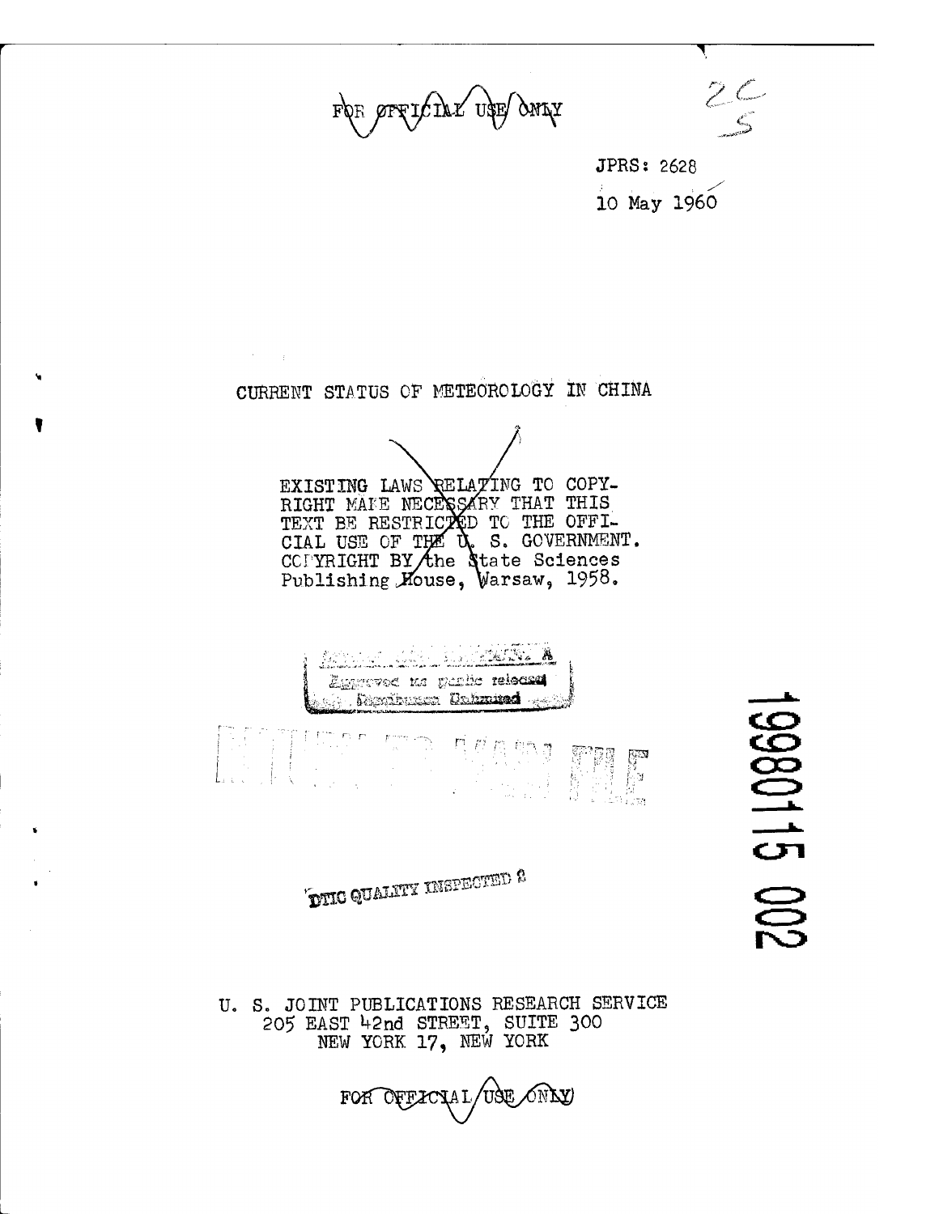FOR OFFICIAL USE ONLY

JPRS: 2628

10 May 1960

# CURRENT STATUS OF METEOROLOGY IN CHINA

EXISTING LAWS RELATING TO COPYRIGHT MAKE NECESSARY THAT THIS TEXT BE RESTRICTED TO THE OFFICIAL USE OF THE U. S. GOVERNMENT. COPYRIGHT BY the State Sciences Publishing House, Warsaw, 1958.

Approved for public release
Distribution Unlimited

DTIC QUALITY INSPECTED 2

19980115 002

U. S. JOINT PUBLICATIONS RESEARCH SERVICE
205 EAST 42nd STREET, SUITE 300
NEW YORK 17, NEW YORK

FOR OFFICIAL USE ONLY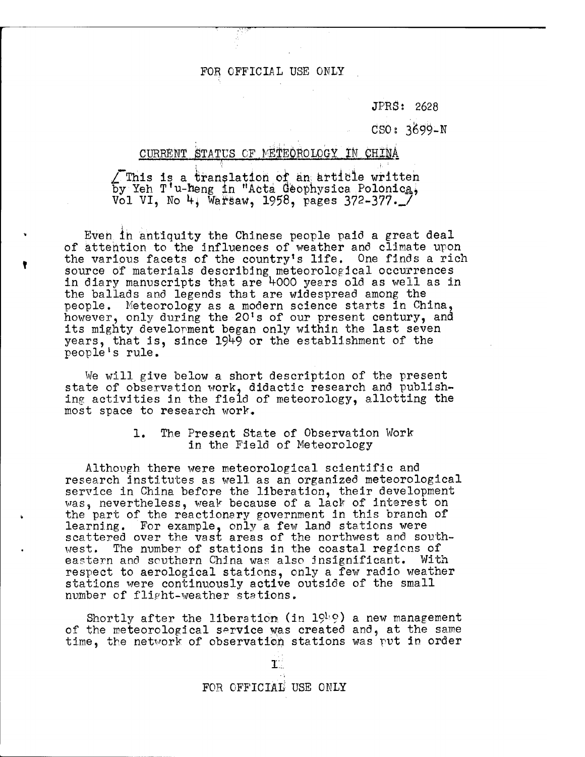JPRS: 2628

CSO: 3699-N

# CURRENT STATUS OF METEOROLOGY IN CHINA

[This is a translation of an article written by Yeh T'u-heng in "Acta Geophysica Polonica, Vol VI, No 4, Warsaw, 1958, pages 372-377.]

Even in antiquity the Chinese people paid a great deal of attention to the influences of weather and climate upon the various facets of the country's life. One finds a rich source of materials describing meteorological occurrences in diary manuscripts that are 4000 years old as well as in the ballads and legends that are widespread among the people. Meteorology as a modern science starts in China, however, only during the 20's of our present century, and its mighty development began only within the last seven years, that is, since 1949 or the establishment of the people's rule.

We will give below a short description of the present state of observation work, didactic research and publishing activities in the field of meteorology, allotting the most space to research work.

## 1. The Present State of Observation Work in the Field of Meteorology

Although there were meteorological scientific and research institutes as well as an organized meteorological service in China before the liberation, their development was, nevertheless, weak because of a lack of interest on the part of the reactionary government in this branch of learning. For example, only a few land stations were scattered over the vast areas of the northwest and southwest. The number of stations in the coastal regions of eastern and southern China was also insignificant. With respect to aerological stations, only a few radio weather stations were continuously active outside of the small number of flight-weather stations.

Shortly after the liberation (in 1949) a new management of the meteorological service was created and, at the same time, the network of observation stations was put in order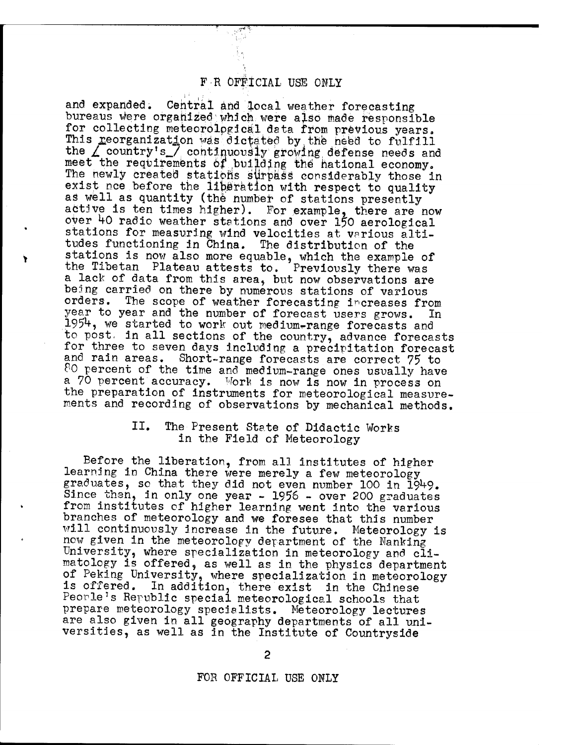and expanded. Central and local weather forecasting bureaus were organized which were also made responsible for collecting meteorological data from previous years. This reorganization was dictated by the need to fulfill the [country's] continuously growing defense needs and meet the requirements of building the national economy. The newly created stations surpass considerably those in exist nce before the liberation with respect to quality as well as quantity (the number of stations presently active is ten times higher). For example, there are now over 40 radio weather stations and over 150 aerological stations for measuring wind velocities at various altitudes functioning in China. The distribution of the stations is now also more equable, which the example of the Tibetan Plateau attests to. Previously there was a lack of data from this area, but now observations are being carried on there by numerous stations of various orders. The scope of weather forecasting increases from year to year and the number of forecast users grows. In 1954, we started to work out medium-range forecasts and to post, in all sections of the country, advance forecasts for three to seven days including a precipitation forecast and rain areas. Short-range forecasts are correct 75 to 80 percent of the time and medium-range ones usually have a 70 percent accuracy. Work is now is now in process on the preparation of instruments for meteorological measurements and recording of observations by mechanical methods.

## II. The Present State of Didactic Works in the Field of Meteorology

Before the liberation, from all institutes of higher learning in China there were merely a few meteorology graduates, so that they did not even number 100 in 1949. Since then, in only one year - 1956 - over 200 graduates from institutes of higher learning went into the various branches of meteorology and we foresee that this number will continuously increase in the future. Meteorology is now given in the meteorology department of the Nanking University, where specialization in meteorology and climatology is offered, as well as in the physics department of Peking University, where specialization in meteorology is offered. In addition, there exist in the Chinese People's Republic special meteorological schools that prepare meteorology specialists. Meteorology lectures are also given in all geography departments of all universities, as well as in the Institute of Countryside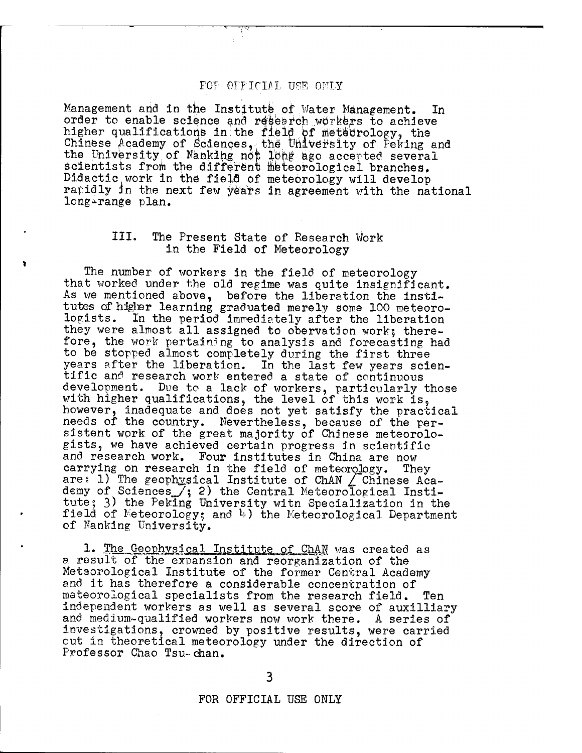Management and in the Institute of Water Management. In order to enable science and research workers to achieve higher qualifications in the field of meteorology, the Chinese Academy of Sciences, the University of Peking and the University of Nanking not long ago accepted several scientists from the different meteorological branches. Didactic work in the field of meteorology will develop rapidly in the next few years in agreement with the national long-range plan.

## III. The Present State of Research Work in the Field of Meteorology

The number of workers in the field of meteorology that worked under the old regime was quite insignificant. As we mentioned above, before the liberation the institutes of higher learning graduated merely some 100 meteorologists. In the period immediately after the liberation they were almost all assigned to obervation work; therefore, the work pertaining to analysis and forecasting had to be stopped almost completely during the first three years after the liberation. In the last few years scientific and research work entered a state of continuous development. Due to a lack of workers, particularly those with higher qualifications, the level of this work is, however, inadequate and does not yet satisfy the practical needs of the country. Nevertheless, because of the persistent work of the great majority of Chinese meteorologists, we have achieved certain progress in scientific and research work. Four institutes in China are now carrying on research in the field of meteorology. They are: 1) The geophysical Institute of ChAN / Chinese Academy of Sciences /; 2) the Central Meteorological Institute; 3) the Peking University witn Specialization in the field of Meteorology; and 4) the Meteorological Department of Nanking University.

1. The Geophysical Institute of ChAN was created as a result of the expansion and reorganization of the Meteorological Institute of the former Central Academy and it has therefore a considerable concentration of meteorological specialists from the research field. Ten independent workers as well as several score of auxilliary and medium-qualified workers now work there. A series of investigations, crowned by positive results, were carried out in theoretical meteorology under the direction of Professor Chao Tsu-chan.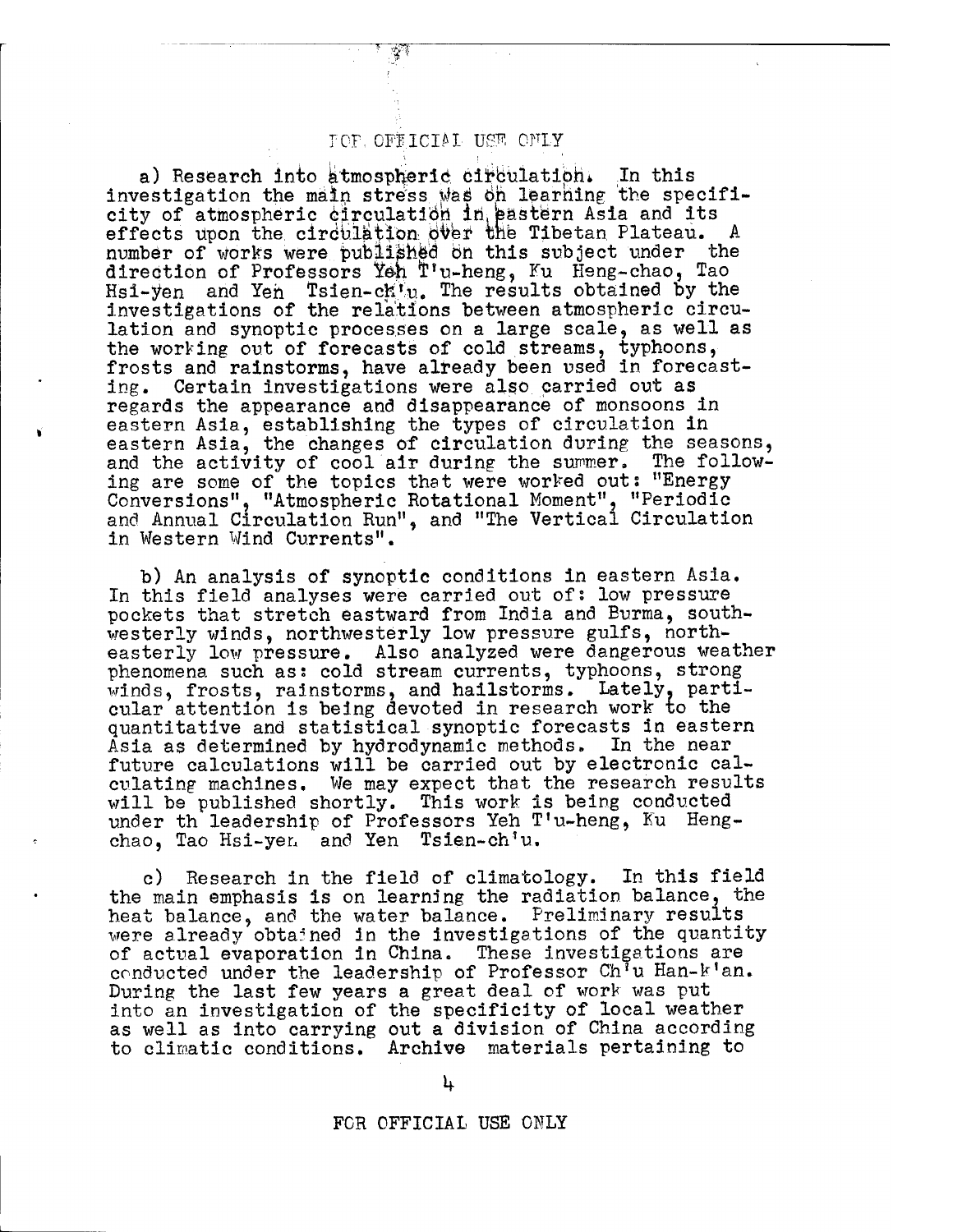a) Research into atmospheric circulation. In this investigation the main stress was on learning the specificity of atmospheric circulation in eastern Asia and its effects upon the circulation over the Tibetan Plateau. A number of works were published on this subject under the direction of Professors Yeh T'u-heng, Ku Heng-chao, Tao Hsi-yen and Yen Tsien-ch'u. The results obtained by the investigations of the relations between atmospheric circulation and synoptic processes on a large scale, as well as the working out of forecasts of cold streams, typhoons, frosts and rainstorms, have already been used in forecasting. Certain investigations were also carried out as regards the appearance and disappearance of monsoons in eastern Asia, establishing the types of circulation in eastern Asia, the changes of circulation during the seasons, and the activity of cool air during the summer. The following are some of the topics that were worked out: "Energy Conversions", "Atmospheric Rotational Moment", "Periodic and Annual Circulation Run", and "The Vertical Circulation in Western Wind Currents".

b) An analysis of synoptic conditions in eastern Asia. In this field analyses were carried out of: low pressure pockets that stretch eastward from India and Burma, southwesterly winds, northwesterly low pressure gulfs, northeasterly low pressure. Also analyzed were dangerous weather phenomena such as: cold stream currents, typhoons, strong winds, frosts, rainstorms, and hailstorms. Lately, particular attention is being devoted in research work to the quantitative and statistical synoptic forecasts in eastern Asia as determined by hydrodynamic methods. In the near future calculations will be carried out by electronic calculating machines. We may expect that the research results will be published shortly. This work is being conducted under th leadership of Professors Yeh T'u-heng, Ku Heng-chao, Tao Hsi-yen and Yen Tsien-ch'u.

c) Research in the field of climatology. In this field the main emphasis is on learning the radiation balance, the heat balance, and the water balance. Preliminary results were already obtained in the investigations of the quantity of actual evaporation in China. These investigations are conducted under the leadership of Professor Ch'u Han-k'an. During the last few years a great deal of work was put into an investigation of the specificity of local weather as well as into carrying out a division of China according to climatic conditions. Archive materials pertaining to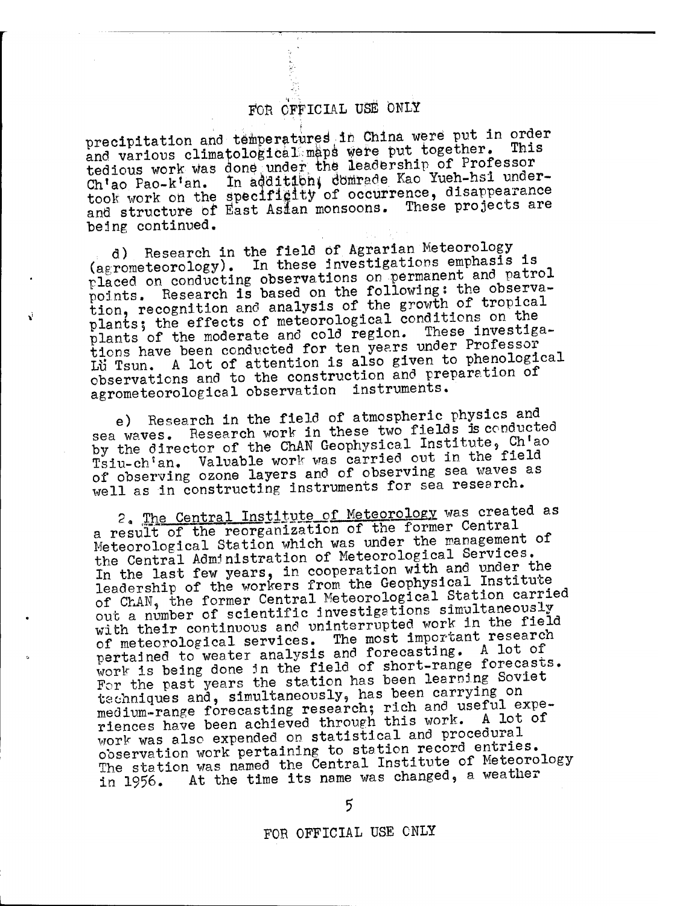precipitation and temperatures in China were put in order and various climatological maps were put together. This tedious work was done under the leadership of Professor Ch'ao Pao-k'an. In addition, comrade Kao Yueh-hsi undertook work on the specificity of occurrence, disappearance and structure of East Asian monsoons. These projects are being continued.

d) Research in the field of Agrarian Meteorology (agrometeorology). In these investigations emphasis is placed on conducting observations on permanent and patrol points. Research is based on the following: the observation, recognition and analysis of the growth of tropical plants; the effects of meteorological conditions on the plants of the moderate and cold region. These investigations have been conducted for ten years under Professor Lü Tsun. A lot of attention is also given to phenological observations and to the construction and preparation of agrometeorological observation instruments.

e) Research in the field of atmospheric physics and sea waves. Research work in these two fields is conducted by the director of the ChAN Geophysical Institute, Ch'ao Tsiu-ch'an. Valuable work was carried out in the field of observing ozone layers and of observing sea waves as well as in constructing instruments for sea research.

2. The Central Institute of Meteorology was created as a result of the reorganization of the former Central Meteorological Station which was under the management of the Central Administration of Meteorological Services. In the last few years, in cooperation with and under the leadership of the workers from the Geophysical Institute of ChAN, the former Central Meteorological Station carried out a number of scientific investigations simultaneously with their continuous and uninterrupted work in the field of meteorological services. The most important research pertained to weater analysis and forecasting. A lot of work is being done in the field of short-range forecasts. For the past years the station has been learning Soviet techniques and, simultaneously, has been carrying on medium-range forecasting research; rich and useful experiences have been achieved through this work. A lot of work was also expended on statistical and procedural observation work pertaining to station record entries. The station was named the Central Institute of Meteorology in 1956. At the time its name was changed, a weather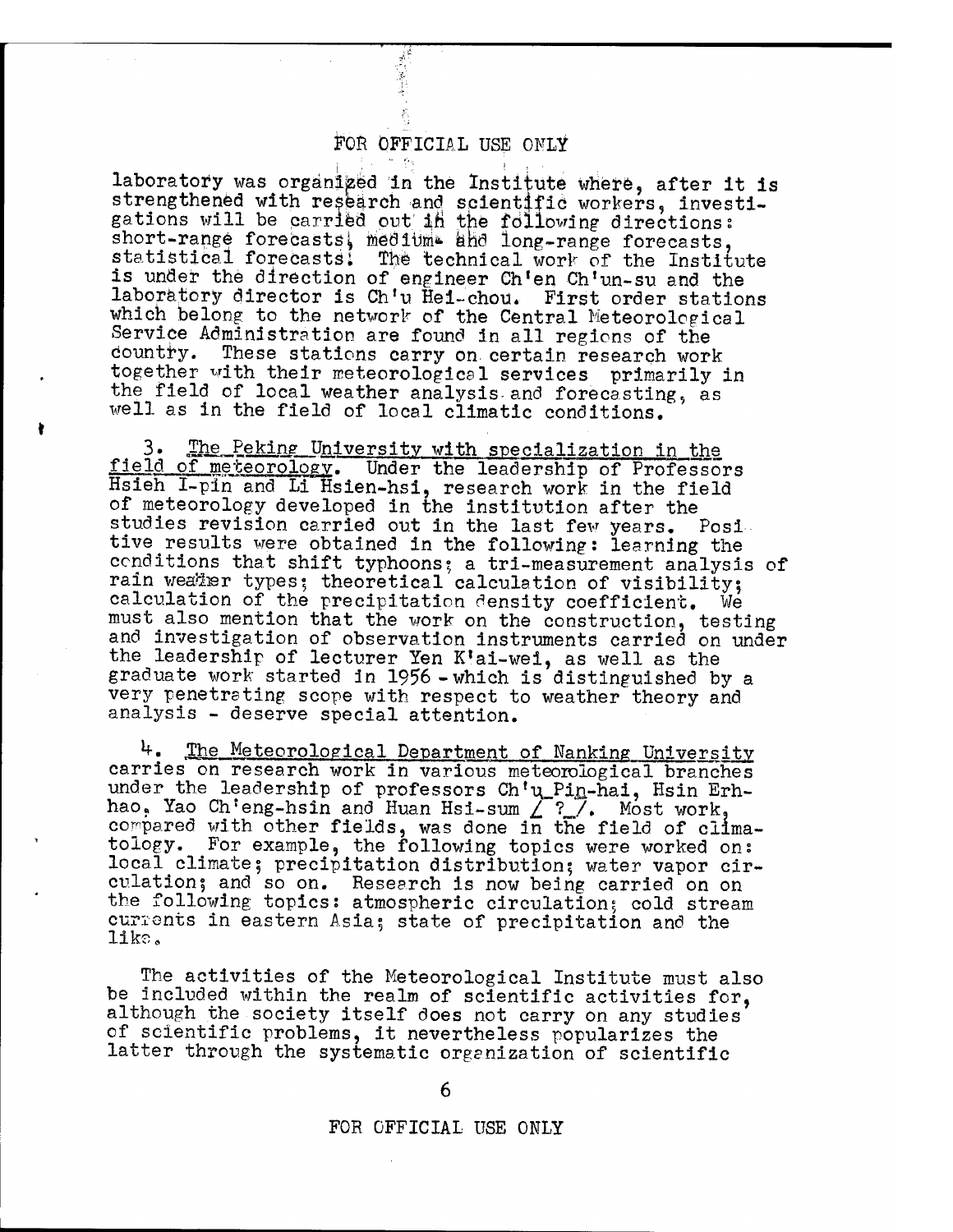laboratory was organized in the Institute where, after it is strengthened with research and scientific workers, investigations will be carried out in the following directions: short-range forecasts, medium and long-range forecasts, statistical forecasts. The technical work of the Institute is under the direction of engineer Ch'en Ch'un-su and the laboratory director is Ch'u Hei-chou. First order stations which belong to the network of the Central Meteorological Service Administration are found in all regions of the country. These stations carry on certain research work together with their meteorological services primarily in the field of local weather analysis and forecasting, as well as in the field of local climatic conditions.

3. <u>The Peking University with specialization in the field of meteorology</u>. Under the leadership of Professors Hsieh I-pin and Li Hsien-hsi, research work in the field of meteorology developed in the institution after the studies revision carried out in the last few years. Positive results were obtained in the following: learning the conditions that shift typhoons; a tri-measurement analysis of rain weather types; theoretical calculation of visibility; calculation of the precipitation density coefficient. We must also mention that the work on the construction, testing and investigation of observation instruments carried on under the leadership of lecturer Yen K'ai-wei, as well as the graduate work started in 1956 - which is distinguished by a very penetrating scope with respect to weather theory and analysis - deserve special attention.

4. <u>The Meteorological Department of Nanking University</u> carries on research work in various meteorological branches under the leadership of professors Ch'u Pin-hai, Hsin Erh-hao, Yao Ch'eng-hsin and Huan Hsi-sum /?/. Most work, compared with other fields, was done in the field of climatology. For example, the following topics were worked on: local climate; precipitation distribution; water vapor circulation; and so on. Research is now being carried on on the following topics: atmospheric circulation; cold stream currents in eastern Asia; state of precipitation and the like.

The activities of the Meteorological Institute must also be included within the realm of scientific activities for, although the society itself does not carry on any studies of scientific problems, it nevertheless popularizes the latter through the systematic organization of scientific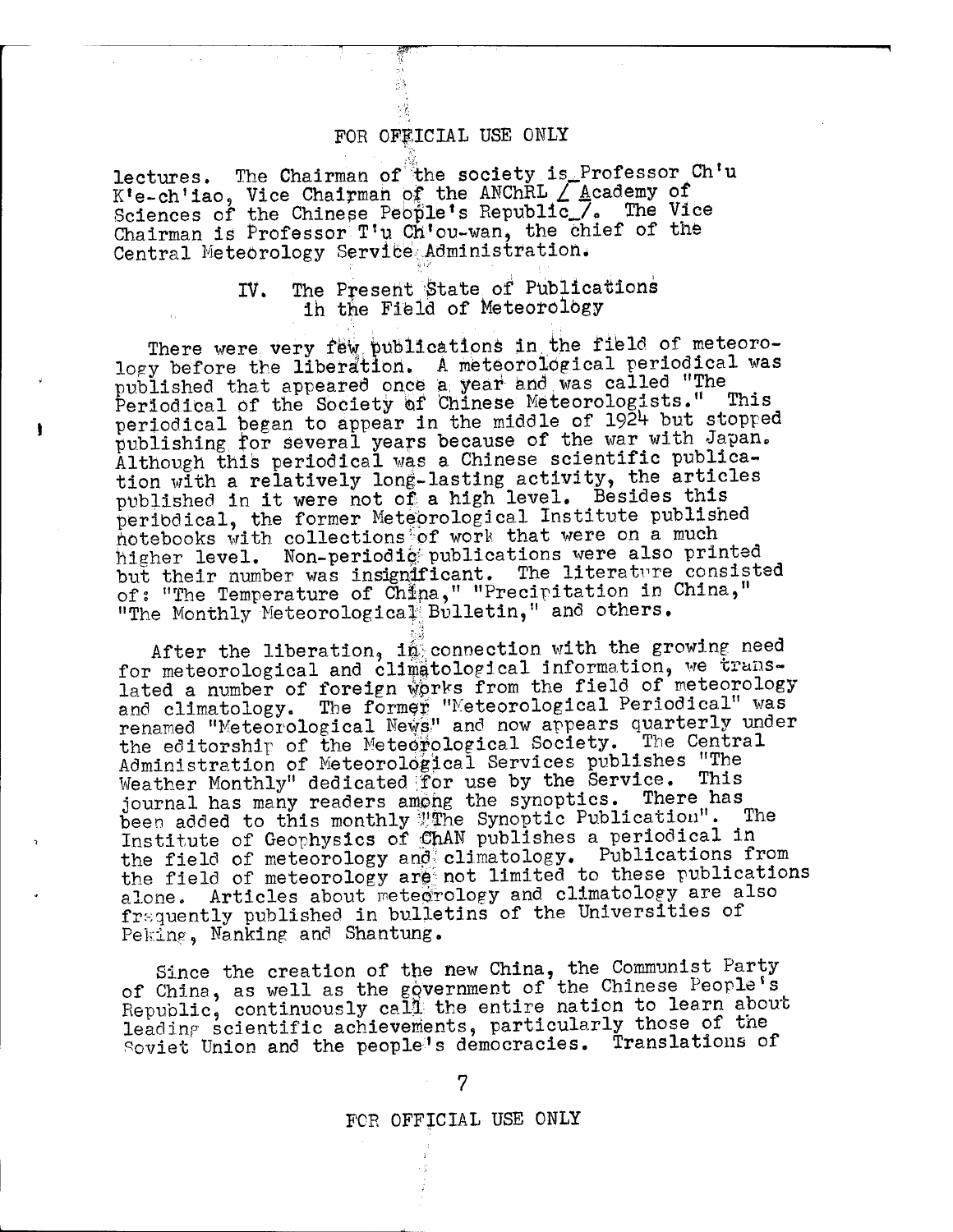lectures. The Chairman of the society is Professor Ch'u K'e-ch'iao, Vice Chairman of the ANChRL [ Academy of Sciences of the Chinese People's Republic ]. The Vice Chairman is Professor T'u Ch'ou-wan, the chief of the Central Meteorology Service Administration.

## IV. The Present State of Publications in the Field of Meteorology

There were very few publications in the field of meteorology before the liberation. A meteorological periodical was published that appeared once a year and was called "The Periodical of the Society of Chinese Meteorologists." This periodical began to appear in the middle of 1924 but stopped publishing for several years because of the war with Japan. Although this periodical was a Chinese scientific publication with a relatively long-lasting activity, the articles published in it were not of a high level. Besides this periodical, the former Meteorological Institute published notebooks with collections of work that were on a much higher level. Non-periodic publications were also printed but their number was insignificant. The literature consisted of: "The Temperature of China," "Precipitation in China," "The Monthly Meteorological Bulletin," and others.

After the liberation, in connection with the growing need for meteorological and climatological information, we translated a number of foreign works from the field of meteorology and climatology. The former "Meteorological Periodical" was renamed "Meteorological News" and now appears quarterly under the editorship of the Meteorological Society. The Central Administration of Meteorological Services publishes "The Weather Monthly" dedicated for use by the Service. This journal has many readers among the synoptics. There has been added to this monthly "The Synoptic Publication". The Institute of Geophysics of ChAN publishes a periodical in the field of meteorology and climatology. Publications from the field of meteorology are not limited to these publications alone. Articles about meteorology and climatology are also frequently published in bulletins of the Universities of Peking, Nanking and Shantung.

Since the creation of the new China, the Communist Party of China, as well as the government of the Chinese People's Republic, continuously call the entire nation to learn about leading scientific achievements, particularly those of the Soviet Union and the people's democracies. Translations of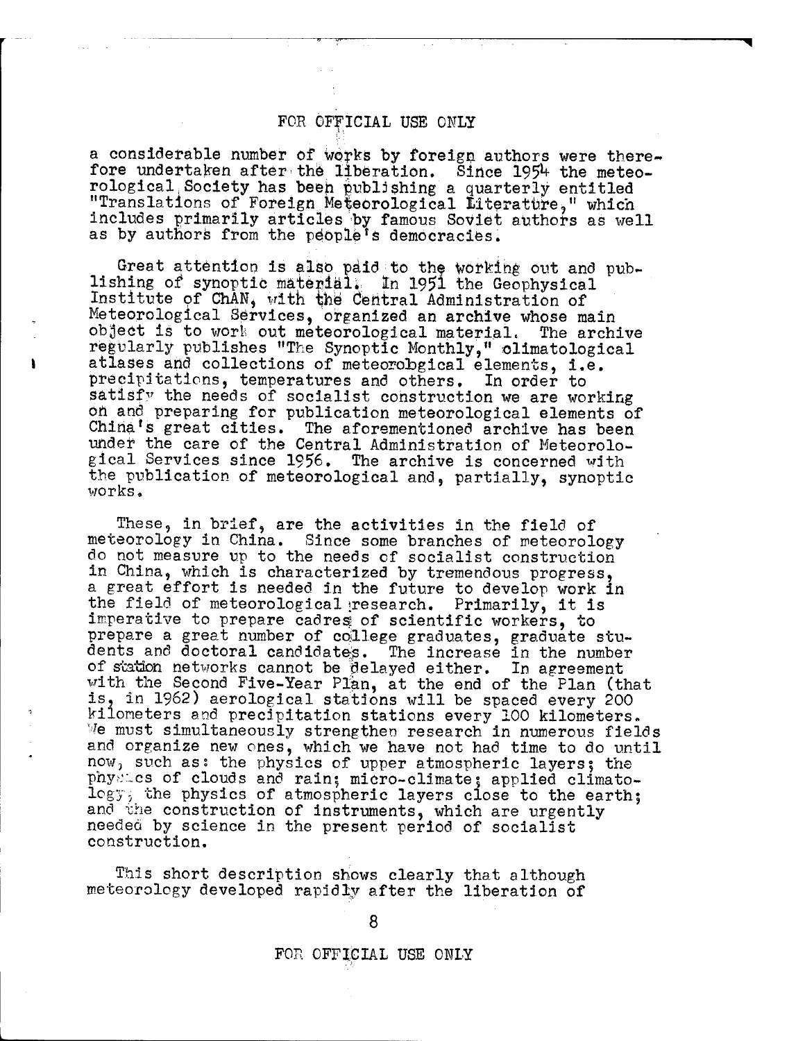a considerable number of works by foreign authors were therefore undertaken after the liberation. Since 1954 the meteorological Society has been publishing a quarterly entitled "Translations of Foreign Meteorological Literature," which includes primarily articles by famous Soviet authors as well as by authors from the people's democracies.

Great attention is also paid to the working out and publishing of synoptic material. In 1951 the Geophysical Institute of ChAN, with the Central Administration of Meteorological Services, organized an archive whose main object is to work out meteorological material. The archive regularly publishes "The Synoptic Monthly," climatological atlases and collections of meteorological elements, i.e. precipitations, temperatures and others. In order to satisfy the needs of socialist construction we are working on and preparing for publication meteorological elements of China's great cities. The aforementioned archive has been under the care of the Central Administration of Meteorological Services since 1956. The archive is concerned with the publication of meteorological and, partially, synoptic works.

These, in brief, are the activities in the field of meteorology in China. Since some branches of meteorology do not measure up to the needs of socialist construction in China, which is characterized by tremendous progress, a great effort is needed in the future to develop work in the field of meteorological research. Primarily, it is imperative to prepare cadres of scientific workers, to prepare a great number of college graduates, graduate students and doctoral candidates. The increase in the number of station networks cannot be delayed either. In agreement with the Second Five-Year Plan, at the end of the Plan (that is, in 1962) aerological stations will be spaced every 200 kilometers and precipitation stations every 100 kilometers. We must simultaneously strengthen research in numerous fields and organize new ones, which we have not had time to do until now, such as: the physics of upper atmospheric layers; the physics of clouds and rain; micro-climate; applied climatology; the physics of atmospheric layers close to the earth; and the construction of instruments, which are urgently needed by science in the present period of socialist construction.

This short description shows clearly that although meteorology developed rapidly after the liberation of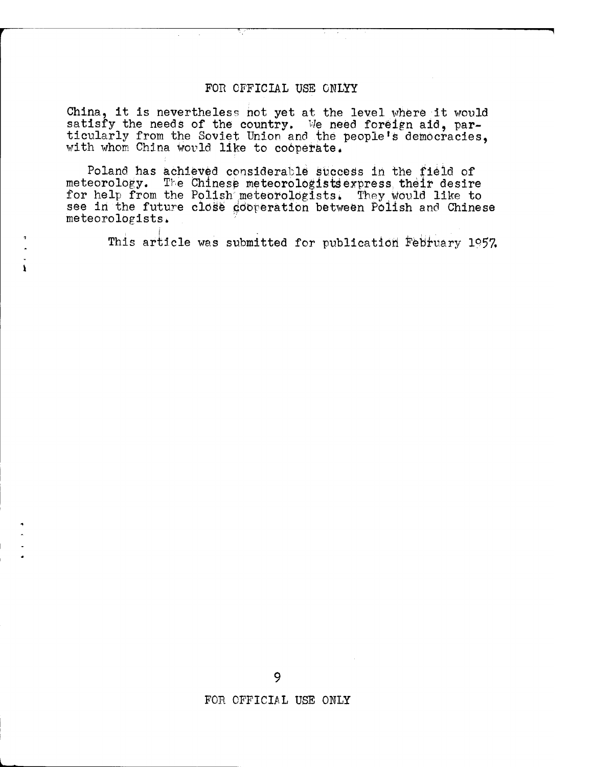China, it is nevertheless not yet at the level where it would satisfy the needs of the country. We need foreign aid, particularly from the Soviet Union and the people's democracies, with whom China would like to coöperate.

Poland has achieved considerable success in the field of meteorology. The Chinese meteorologists express their desire for help from the Polish meteorologists. They would like to see in the future close cooperation between Polish and Chinese meteorologists.

This article was submitted for publication February 1957.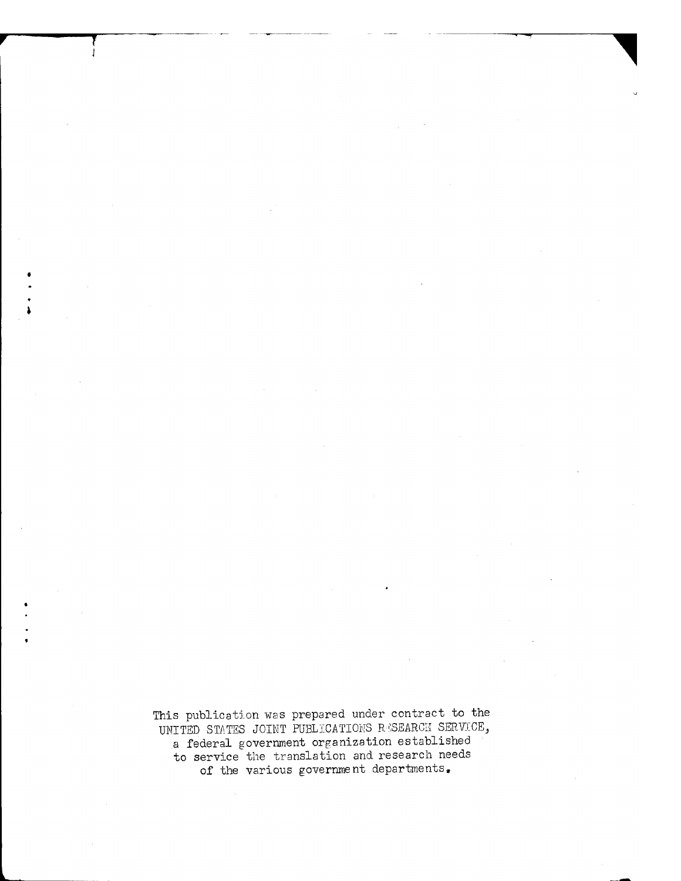This publication was prepared under contract to the UNITED STATES JOINT PUBLICATIONS RESEARCH SERVICE, a federal government organization established to service the translation and research needs of the various government departments.